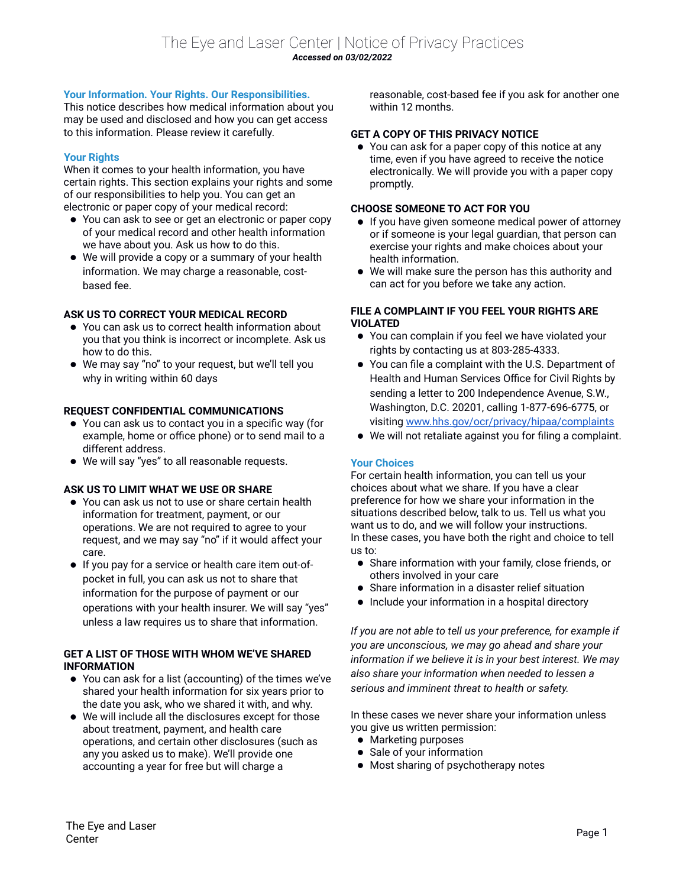# The Eye and Laser Center | Notice of Privacy Practices

***Accessed on 03/02/2022***

## Your Information. Your Rights. Our Responsibilities.

This notice describes how medical information about you may be used and disclosed and how you can get access to this information. Please review it carefully.

## Your Rights

When it comes to your health information, you have certain rights. This section explains your rights and some of our responsibilities to help you. You can get an electronic or paper copy of your medical record:

- You can ask to see or get an electronic or paper copy of your medical record and other health information we have about you. Ask us how to do this.
- We will provide a copy or a summary of your health information. We may charge a reasonable, cost-based fee.

### ASK US TO CORRECT YOUR MEDICAL RECORD

- You can ask us to correct health information about you that you think is incorrect or incomplete. Ask us how to do this.
- We may say "no" to your request, but we'll tell you why in writing within 60 days

### REQUEST CONFIDENTIAL COMMUNICATIONS

- You can ask us to contact you in a specific way (for example, home or office phone) or to send mail to a different address.
- We will say "yes" to all reasonable requests.

### ASK US TO LIMIT WHAT WE USE OR SHARE

- You can ask us not to use or share certain health information for treatment, payment, or our operations. We are not required to agree to your request, and we may say "no" if it would affect your care.
- If you pay for a service or health care item out-of-pocket in full, you can ask us not to share that information for the purpose of payment or our operations with your health insurer. We will say "yes" unless a law requires us to share that information.

### GET A LIST OF THOSE WITH WHOM WE'VE SHARED INFORMATION

- You can ask for a list (accounting) of the times we've shared your health information for six years prior to the date you ask, who we shared it with, and why.
- We will include all the disclosures except for those about treatment, payment, and health care operations, and certain other disclosures (such as any you asked us to make). We'll provide one accounting a year for free but will charge a reasonable, cost-based fee if you ask for another one within 12 months.

### GET A COPY OF THIS PRIVACY NOTICE

- You can ask for a paper copy of this notice at any time, even if you have agreed to receive the notice electronically. We will provide you with a paper copy promptly.

### CHOOSE SOMEONE TO ACT FOR YOU

- If you have given someone medical power of attorney or if someone is your legal guardian, that person can exercise your rights and make choices about your health information.
- We will make sure the person has this authority and can act for you before we take any action.

### FILE A COMPLAINT IF YOU FEEL YOUR RIGHTS ARE VIOLATED

- You can complain if you feel we have violated your rights by contacting us at 803-285-4333.
- You can file a complaint with the U.S. Department of Health and Human Services Office for Civil Rights by sending a letter to 200 Independence Avenue, S.W., Washington, D.C. 20201, calling 1-877-696-6775, or visiting [www.hhs.gov/ocr/privacy/hipaa/complaints](www.hhs.gov/ocr/privacy/hipaa/complaints)
- We will not retaliate against you for filing a complaint.

## Your Choices

For certain health information, you can tell us your choices about what we share. If you have a clear preference for how we share your information in the situations described below, talk to us. Tell us what you want us to do, and we will follow your instructions.
In these cases, you have both the right and choice to tell us to:

- Share information with your family, close friends, or others involved in your care
- Share information in a disaster relief situation
- Include your information in a hospital directory

*If you are not able to tell us your preference, for example if you are unconscious, we may go ahead and share your information if we believe it is in your best interest. We may also share your information when needed to lessen a serious and imminent threat to health or safety.*

In these cases we never share your information unless you give us written permission:

- Marketing purposes
- Sale of your information
- Most sharing of psychotherapy notes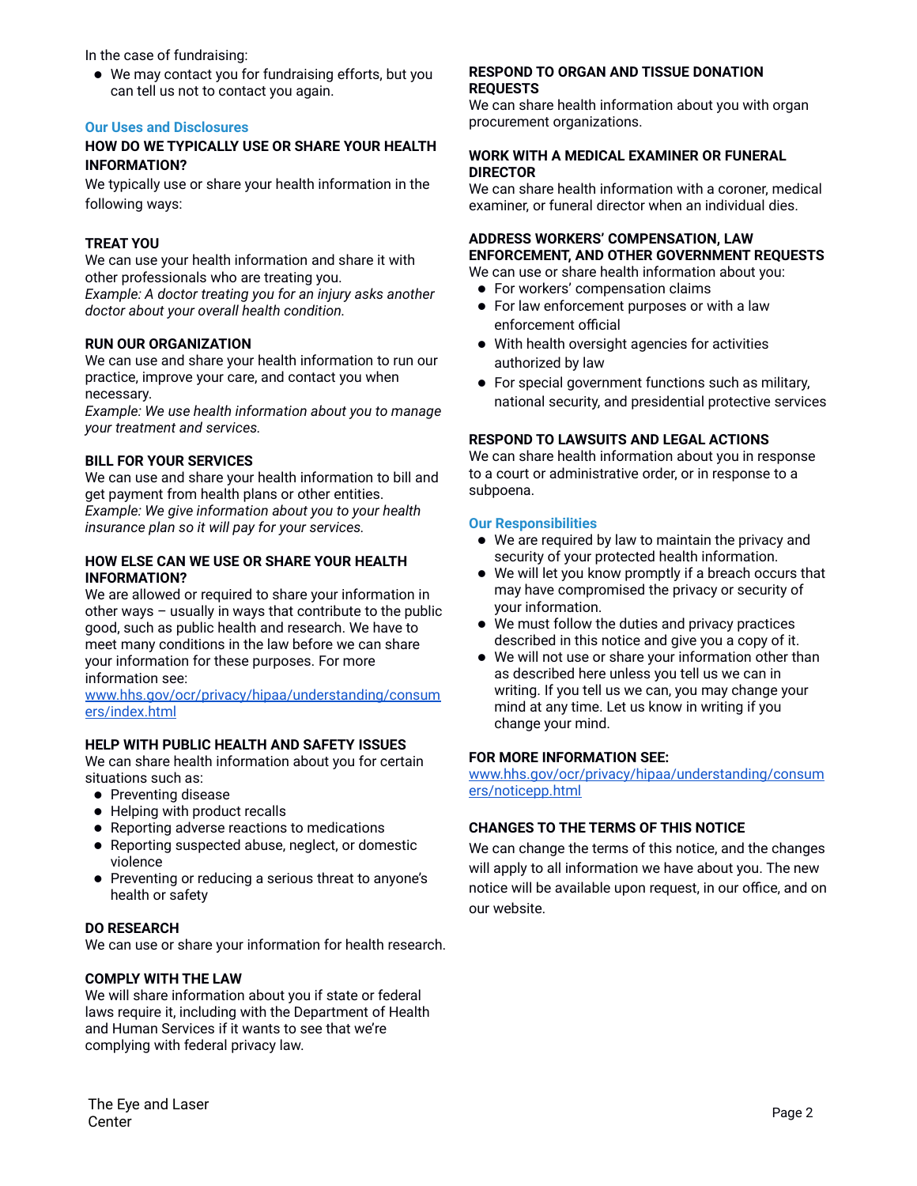In the case of fundraising:

- We may contact you for fundraising efforts, but you can tell us not to contact you again.

## Our Uses and Disclosures

### HOW DO WE TYPICALLY USE OR SHARE YOUR HEALTH INFORMATION?

We typically use or share your health information in the following ways:

**TREAT YOU**

We can use your health information and share it with other professionals who are treating you.
*Example: A doctor treating you for an injury asks another doctor about your overall health condition.*

**RUN OUR ORGANIZATION**

We can use and share your health information to run our practice, improve your care, and contact you when necessary.
*Example: We use health information about you to manage your treatment and services.*

**BILL FOR YOUR SERVICES**

We can use and share your health information to bill and get payment from health plans or other entities.
*Example: We give information about you to your health insurance plan so it will pay for your services.*

### HOW ELSE CAN WE USE OR SHARE YOUR HEALTH INFORMATION?

We are allowed or required to share your information in other ways – usually in ways that contribute to the public good, such as public health and research. We have to meet many conditions in the law before we can share your information for these purposes. For more information see: [www.hhs.gov/ocr/privacy/hipaa/understanding/consumers/index.html](www.hhs.gov/ocr/privacy/hipaa/understanding/consumers/index.html)

**HELP WITH PUBLIC HEALTH AND SAFETY ISSUES**

We can share health information about you for certain situations such as:

- Preventing disease
- Helping with product recalls
- Reporting adverse reactions to medications
- Reporting suspected abuse, neglect, or domestic violence
- Preventing or reducing a serious threat to anyone's health or safety

**DO RESEARCH**

We can use or share your information for health research.

**COMPLY WITH THE LAW**

We will share information about you if state or federal laws require it, including with the Department of Health and Human Services if it wants to see that we're complying with federal privacy law.

**RESPOND TO ORGAN AND TISSUE DONATION REQUESTS**

We can share health information about you with organ procurement organizations.

**WORK WITH A MEDICAL EXAMINER OR FUNERAL DIRECTOR**

We can share health information with a coroner, medical examiner, or funeral director when an individual dies.

**ADDRESS WORKERS' COMPENSATION, LAW ENFORCEMENT, AND OTHER GOVERNMENT REQUESTS**

We can use or share health information about you:

- For workers' compensation claims
- For law enforcement purposes or with a law enforcement official
- With health oversight agencies for activities authorized by law
- For special government functions such as military, national security, and presidential protective services

**RESPOND TO LAWSUITS AND LEGAL ACTIONS**

We can share health information about you in response to a court or administrative order, or in response to a subpoena.

## Our Responsibilities

- We are required by law to maintain the privacy and security of your protected health information.
- We will let you know promptly if a breach occurs that may have compromised the privacy or security of your information.
- We must follow the duties and privacy practices described in this notice and give you a copy of it.
- We will not use or share your information other than as described here unless you tell us we can in writing. If you tell us we can, you may change your mind at any time. Let us know in writing if you change your mind.

**FOR MORE INFORMATION SEE:**
[www.hhs.gov/ocr/privacy/hipaa/understanding/consumers/noticepp.html](www.hhs.gov/ocr/privacy/hipaa/understanding/consumers/noticepp.html)

**CHANGES TO THE TERMS OF THIS NOTICE**

We can change the terms of this notice, and the changes will apply to all information we have about you. The new notice will be available upon request, in our office, and on our website.